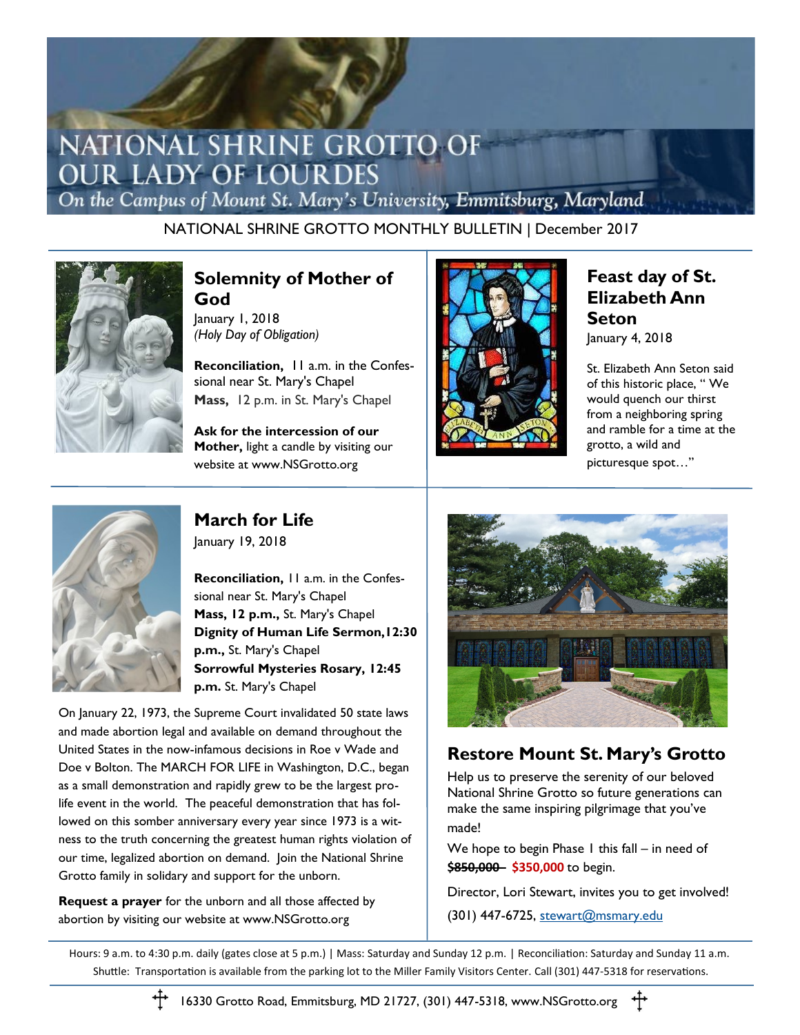# NATIONAL SHRINE GROTTO OF OUR LADY OF LOURDES

*On the Campus of Mount St. Mary's University, Emmitsburg, Maryland*

NATIONAL SHRINE GROTTO MONTHLY BULLETIN | December 2017

## Solemnity of Mother of God

January 1, 2018
*(Holy Day of Obligation)*

**Reconciliation,** 11 a.m. in the Confessional near St. Mary's Chapel
**Mass,** 12 p.m. in St. Mary's Chapel

**Ask for the intercession of our Mother,** light a candle by visiting our website at www.NSGrotto.org

## Feast day of St. Elizabeth Ann Seton

January 4, 2018

St. Elizabeth Ann Seton said of this historic place, " We would quench our thirst from a neighboring spring and ramble for a time at the grotto, a wild and picturesque spot…"

## March for Life

January 19, 2018

**Reconciliation,** 11 a.m. in the Confessional near St. Mary's Chapel
**Mass, 12 p.m.,** St. Mary's Chapel
**Dignity of Human Life Sermon,12:30 p.m.,** St. Mary's Chapel
**Sorrowful Mysteries Rosary, 12:45 p.m.** St. Mary's Chapel

On January 22, 1973, the Supreme Court invalidated 50 state laws and made abortion legal and available on demand throughout the United States in the now-infamous decisions in Roe v Wade and Doe v Bolton. The MARCH FOR LIFE in Washington, D.C., began as a small demonstration and rapidly grew to be the largest pro-life event in the world. The peaceful demonstration that has followed on this somber anniversary every year since 1973 is a witness to the truth concerning the greatest human rights violation of our time, legalized abortion on demand. Join the National Shrine Grotto family in solidary and support for the unborn.

**Request a prayer** for the unborn and all those affected by abortion by visiting our website at www.NSGrotto.org

## Restore Mount St. Mary's Grotto

Help us to preserve the serenity of our beloved National Shrine Grotto so future generations can make the same inspiring pilgrimage that you've made!

We hope to begin Phase I this fall – in need of ~~$850,000~~ **$350,000** to begin.

Director, Lori Stewart, invites you to get involved!

(301) 447-6725, stewart@msmary.edu

Hours: 9 a.m. to 4:30 p.m. daily (gates close at 5 p.m.) | Mass: Saturday and Sunday 12 p.m. | Reconciliation: Saturday and Sunday 11 a.m.
Shuttle: Transportation is available from the parking lot to the Miller Family Visitors Center. Call (301) 447-5318 for reservations.

16330 Grotto Road, Emmitsburg, MD 21727, (301) 447-5318, www.NSGrotto.org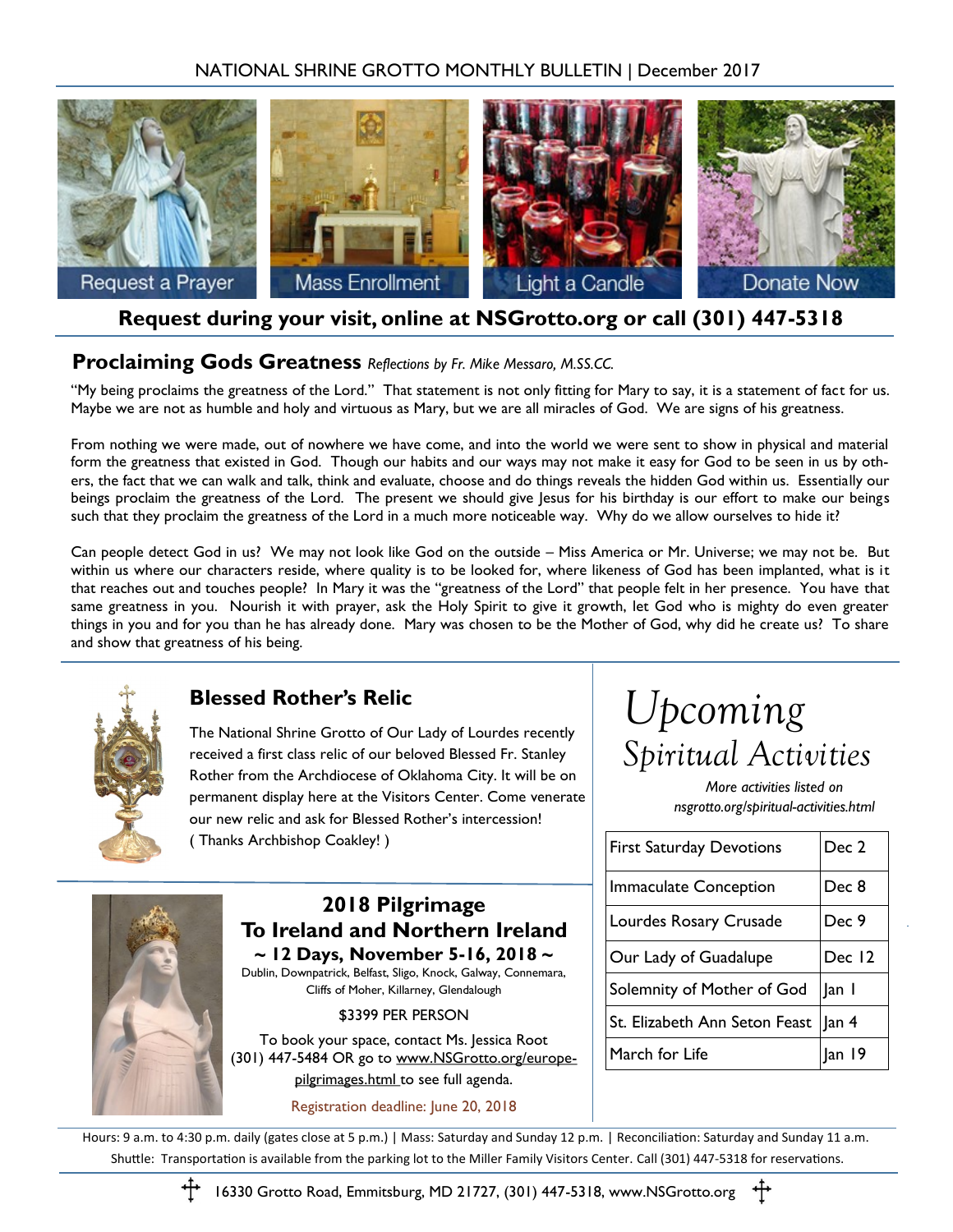NATIONAL SHRINE GROTTO MONTHLY BULLETIN | December 2017

Request a Prayer | Mass Enrollment | Light a Candle | Donate Now

**Request during your visit, online at NSGrotto.org or call (301) 447-5318**

## Proclaiming Gods Greatness *Reflections by Fr. Mike Messaro, M.SS.CC.*

"My being proclaims the greatness of the Lord." That statement is not only fitting for Mary to say, it is a statement of fact for us. Maybe we are not as humble and holy and virtuous as Mary, but we are all miracles of God. We are signs of his greatness.

From nothing we were made, out of nowhere we have come, and into the world we were sent to show in physical and material form the greatness that existed in God. Though our habits and our ways may not make it easy for God to be seen in us by others, the fact that we can walk and talk, think and evaluate, choose and do things reveals the hidden God within us. Essentially our beings proclaim the greatness of the Lord. The present we should give Jesus for his birthday is our effort to make our beings such that they proclaim the greatness of the Lord in a much more noticeable way. Why do we allow ourselves to hide it?

Can people detect God in us? We may not look like God on the outside – Miss America or Mr. Universe; we may not be. But within us where our characters reside, where quality is to be looked for, where likeness of God has been implanted, what is it that reaches out and touches people? In Mary it was the "greatness of the Lord" that people felt in her presence. You have that same greatness in you. Nourish it with prayer, ask the Holy Spirit to give it growth, let God who is mighty do even greater things in you and for you than he has already done. Mary was chosen to be the Mother of God, why did he create us? To share and show that greatness of his being.

## Blessed Rother's Relic

The National Shrine Grotto of Our Lady of Lourdes recently received a first class relic of our beloved Blessed Fr. Stanley Rother from the Archdiocese of Oklahoma City. It will be on permanent display here at the Visitors Center. Come venerate our new relic and ask for Blessed Rother's intercession! ( Thanks Archbishop Coakley! )

## 2018 Pilgrimage To Ireland and Northern Ireland

**~ 12 Days, November 5-16, 2018 ~**

Dublin, Downpatrick, Belfast, Sligo, Knock, Galway, Connemara, Cliffs of Moher, Killarney, Glendalough

$3399 PER PERSON

To book your space, contact Ms. Jessica Root (301) 447-5484 OR go to www.NSGrotto.org/europe-pilgrimages.html to see full agenda.

Registration deadline: June 20, 2018

## *Upcoming Spiritual Activities*

*More activities listed on nsgrotto.org/spiritual-activities.html*

| | |
|---|---|
| First Saturday Devotions | Dec 2 |
| Immaculate Conception | Dec 8 |
| Lourdes Rosary Crusade | Dec 9 |
| Our Lady of Guadalupe | Dec 12 |
| Solemnity of Mother of God | Jan 1 |
| St. Elizabeth Ann Seton Feast | Jan 4 |
| March for Life | Jan 19 |

Hours: 9 a.m. to 4:30 p.m. daily (gates close at 5 p.m.) | Mass: Saturday and Sunday 12 p.m. | Reconciliation: Saturday and Sunday 11 a.m.
Shuttle: Transportation is available from the parking lot to the Miller Family Visitors Center. Call (301) 447-5318 for reservations.

16330 Grotto Road, Emmitsburg, MD 21727, (301) 447-5318, www.NSGrotto.org